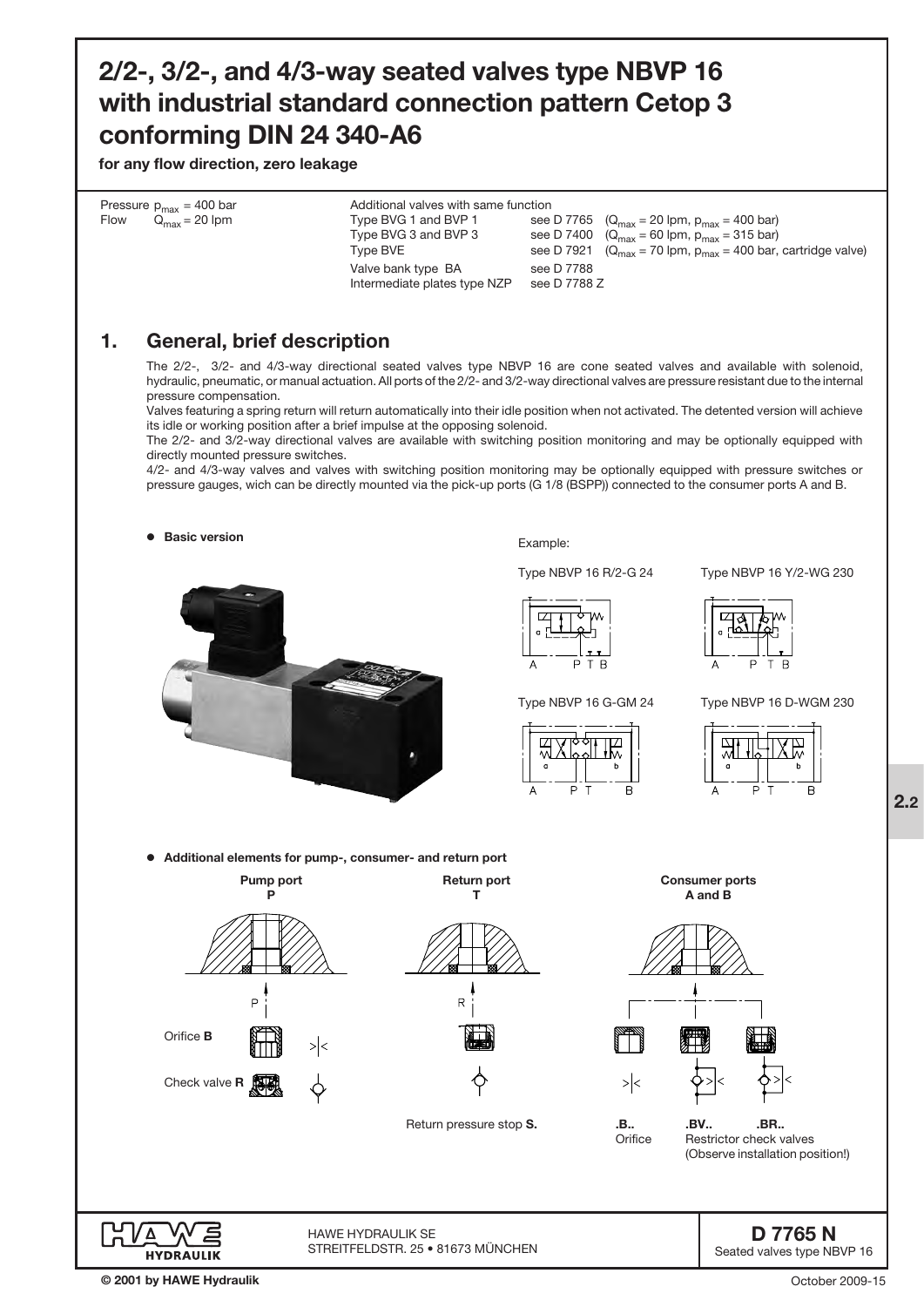# 2/2-, 3/2-, and 4/3-way seated valves type NBVP 16 with industrial standard connection pattern Cetop 3 conforming DIN 24 340-A6

**for any flow direction, zero leakage**

Pressure $p_{max}$ = 400 bar
Flow $Q_{max}$ = 20 lpm

| Additional valves with same function | | |
|---|---|---|
| Type BVG 1 and BVP 1 | see D 7765 | ($Q_{max}$ = 20 lpm, $p_{max}$ = 400 bar) |
| Type BVG 3 and BVP 3 | see D 7400 | ($Q_{max}$ = 60 lpm, $p_{max}$ = 315 bar) |
| Type BVE | see D 7921 | ($Q_{max}$ = 70 lpm, $p_{max}$ = 400 bar, cartridge valve) |
| Valve bank type BA | see D 7788 | |
| Intermediate plates type NZP | see D 7788 Z | |

## 1. General, brief description

The 2/2-, 3/2- and 4/3-way directional seated valves type NBVP 16 are cone seated valves and available with solenoid, hydraulic, pneumatic, or manual actuation. All ports of the 2/2- and 3/2-way directional valves are pressure resistant due to the internal pressure compensation.

Valves featuring a spring return will return automatically into their idle position when not activated. The detented version will achieve its idle or working position after a brief impulse at the opposing solenoid.

The 2/2- and 3/2-way directional valves are available with switching position monitoring and may be optionally equipped with directly mounted pressure switches.

4/2- and 4/3-way valves and valves with switching position monitoring may be optionally equipped with pressure switches or pressure gauges, wich can be directly mounted via the pick-up ports (G 1/8 (BSPP)) connected to the consumer ports A and B.

- **Basic version**

Example:

Type NBVP 16 R/2-G 24

Type NBVP 16 Y/2-WG 230

Type NBVP 16 G-GM 24

Type NBVP 16 D-WGM 230

- **Additional elements for pump-, consumer- and return port**

**Pump port P**

Orifice **B**

Check valve **R**

**Return port T**

Return pressure stop **S.**

**Consumer ports A and B**

**.B..** Orifice

**.BV..** **.BR..** Restrictor check valves (Observe installation position!)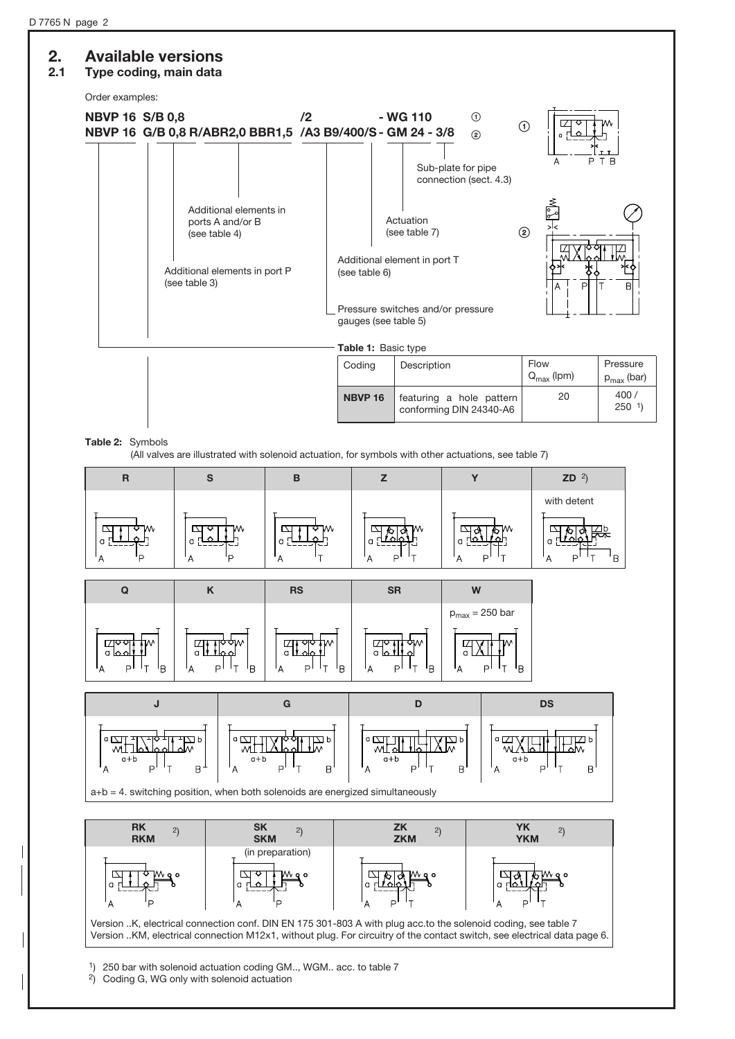## 2. Available versions

### 2.1 Type coding, main data

Order examples:

**NBVP 16 S/B 0,8 /2 - WG 110** ①
**NBVP 16 G/B 0,8 R/ABR2,0 BBR1,5 /A3 B9/400/S - GM 24 - 3/8** ②

- Sub-plate for pipe connection (sect. 4.3)
- Actuation (see table 7)
- Additional element in port T (see table 6)
- Pressure switches and/or pressure gauges (see table 5)
- Additional elements in ports A and/or B (see table 4)
- Additional elements in port P (see table 3)

**Table 1:** Basic type

| Coding | Description | Flow $Q_{max}$ (lpm) | Pressure $p_{max}$ (bar) |
|---|---|---|---|
| **NBVP 16** | featuring a hole pattern conforming DIN 24340-A6 | 20 | 400 / 250 [1] |

**Table 2:** Symbols
(All valves are illustrated with solenoid actuation, for symbols with other actuations, see table 7)

| R | S | B | Z | Y | ZD [2] |
|---|---|---|---|---|---|
| | | | | | with detent |

| Q | K | RS | SR | W |
|---|---|---|---|---|
| | | | | $p_{max}$ = 250 bar |

| J | G | D | DS |
|---|---|---|---|

a+b = 4. switching position, when both solenoids are energized simultaneously

| RK RKM [2] | SK SKM [2] | ZK ZKM [2] | YK YKM [2] |
|---|---|---|---|
| | (in preparation) | | |

Version ..K, electrical connection conf. DIN EN 175 301-803 A with plug acc.to the solenoid coding, see table 7
Version ..KM, electrical connection M12x1, without plug. For circuitry of the contact switch, see electrical data page 6.

[1] 250 bar with solenoid actuation coding GM.., WGM.. acc. to table 7
[2] Coding G, WG only with solenoid actuation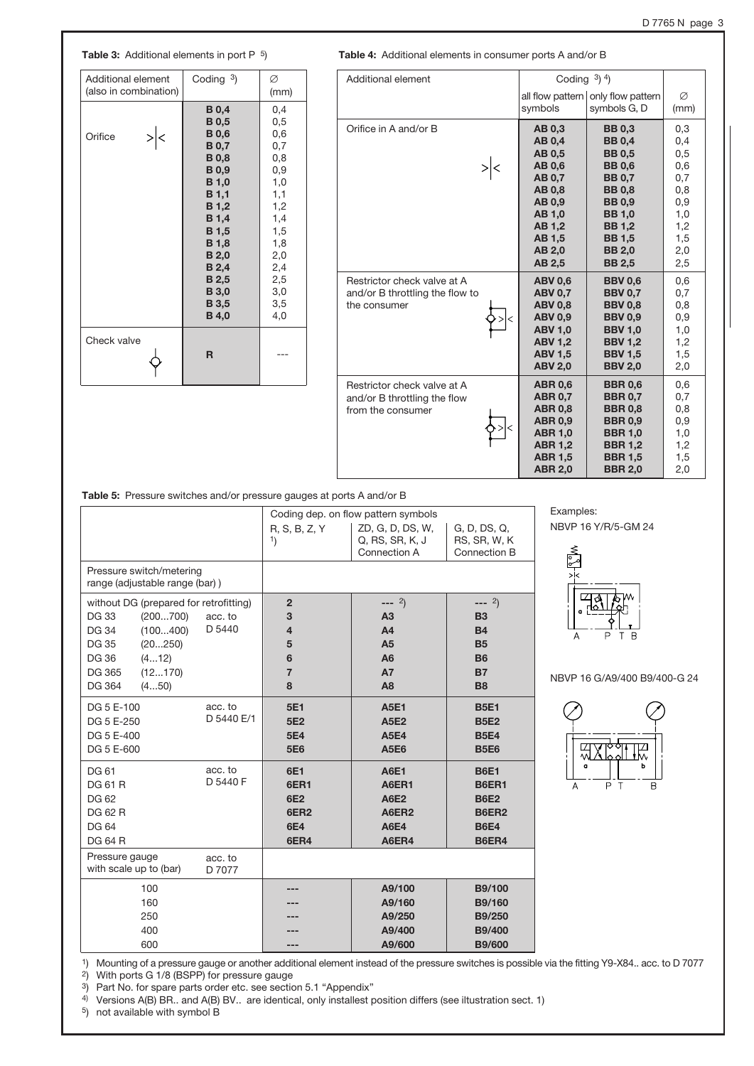**Table 3:** Additional elements in port P [5])

| Additional element (also in combination) | Coding [3]) | ∅ (mm) |
|---|---|---|
| Orifice | **B 0,4** | 0,4 |
| | **B 0,5** | 0,5 |
| | **B 0,6** | 0,6 |
| | **B 0,7** | 0,7 |
| | **B 0,8** | 0,8 |
| | **B 0,9** | 0,9 |
| | **B 1,0** | 1,0 |
| | **B 1,1** | 1,1 |
| | **B 1,2** | 1,2 |
| | **B 1,4** | 1,4 |
| | **B 1,5** | 1,5 |
| | **B 1,8** | 1,8 |
| | **B 2,0** | 2,0 |
| | **B 2,4** | 2,4 |
| | **B 2,5** | 2,5 |
| | **B 3,0** | 3,0 |
| | **B 3,5** | 3,5 |
| | **B 4,0** | 4,0 |
| Check valve | **R** | --- |

**Table 4:** Additional elements in consumer ports A and/or B

| Additional element | Coding [3]) [4]) all flow pattern symbols | only flow pattern symbols G, D | ∅ (mm) |
|---|---|---|---|
| Orifice in A and/or B | **AB 0,3** | **BB 0,3** | 0,3 |
| | **AB 0,4** | **BB 0,4** | 0,4 |
| | **AB 0,5** | **BB 0,5** | 0,5 |
| | **AB 0,6** | **BB 0,6** | 0,6 |
| | **AB 0,7** | **BB 0,7** | 0,7 |
| | **AB 0,8** | **BB 0,8** | 0,8 |
| | **AB 0,9** | **BB 0,9** | 0,9 |
| | **AB 1,0** | **BB 1,0** | 1,0 |
| | **AB 1,2** | **BB 1,2** | 1,2 |
| | **AB 1,5** | **BB 1,5** | 1,5 |
| | **AB 2,0** | **BB 2,0** | 2,0 |
| | **AB 2,5** | **BB 2,5** | 2,5 |
| Restrictor check valve at A and/or B throttling the flow to the consumer | **ABV 0,6** | **BBV 0,6** | 0,6 |
| | **ABV 0,7** | **BBV 0,7** | 0,7 |
| | **ABV 0,8** | **BBV 0,8** | 0,8 |
| | **ABV 0,9** | **BBV 0,9** | 0,9 |
| | **ABV 1,0** | **BBV 1,0** | 1,0 |
| | **ABV 1,2** | **BBV 1,2** | 1,2 |
| | **ABV 1,5** | **BBV 1,5** | 1,5 |
| | **ABV 2,0** | **BBV 2,0** | 2,0 |
| Restrictor check valve at A and/or B throttling the flow from the consumer | **ABR 0,6** | **BBR 0,6** | 0,6 |
| | **ABR 0,7** | **BBR 0,7** | 0,7 |
| | **ABR 0,8** | **BBR 0,8** | 0,8 |
| | **ABR 0,9** | **BBR 0,9** | 0,9 |
| | **ABR 1,0** | **BBR 1,0** | 1,0 |
| | **ABR 1,2** | **BBR 1,2** | 1,2 |
| | **ABR 1,5** | **BBR 1,5** | 1,5 |
| | **ABR 2,0** | **BBR 2,0** | 2,0 |

**Table 5:** Pressure switches and/or pressure gauges at ports A and/or B

| | | Coding dep. on flow pattern symbols R, S, B, Z, Y [1]) | ZD, G, D, DS, W, Q, RS, SR, K, J Connection A | G, D, DS, Q, RS, SR, W, K Connection B |
|---|---|---|---|---|
| Pressure switch/metering range (adjustable range (bar)) | | | | |
| without DG (prepared for retrofitting) | | **2** | --- [2]) | --- [2]) |
| DG 33 (200...700) | acc. to D 5440 | **3** | **A3** | **B3** |
| DG 34 (100...400) | | **4** | **A4** | **B4** |
| DG 35 (20...250) | | **5** | **A5** | **B5** |
| DG 36 (4...12) | | **6** | **A6** | **B6** |
| DG 365 (12...170) | | **7** | **A7** | **B7** |
| DG 364 (4...50) | | **8** | **A8** | **B8** |
| DG 5 E-100 | acc. to D 5440 E/1 | **5E1** | **A5E1** | **B5E1** |
| DG 5 E-250 | | **5E2** | **A5E2** | **B5E2** |
| DG 5 E-400 | | **5E4** | **A5E4** | **B5E4** |
| DG 5 E-600 | | **5E6** | **A5E6** | **B5E6** |
| DG 61 | acc. to D 5440 F | **6E1** | **A6E1** | **B6E1** |
| DG 61 R | | **6ER1** | **A6ER1** | **B6ER1** |
| DG 62 | | **6E2** | **A6E2** | **B6E2** |
| DG 62 R | | **6ER2** | **A6ER2** | **B6ER2** |
| DG 64 | | **6E4** | **A6E4** | **B6E4** |
| DG 64 R | | **6ER4** | **A6ER4** | **B6ER4** |
| Pressure gauge with scale up to (bar) | acc. to D 7077 | | | |
| 100 | | --- | **A9/100** | **B9/100** |
| 160 | | --- | **A9/160** | **B9/160** |
| 250 | | --- | **A9/250** | **B9/250** |
| 400 | | --- | **A9/400** | **B9/400** |
| 600 | | --- | **A9/600** | **B9/600** |

Examples:

NBVP 16 Y/R/5-GM 24

NBVP 16 G/A9/400 B9/400-G 24

[1]) Mounting of a pressure gauge or another additional element instead of the pressure switches is possible via the fitting Y9-X84.. acc. to D 7077

[2]) With ports G 1/8 (BSPP) for pressure gauge

[3]) Part No. for spare parts order etc. see section 5.1 "Appendix"

[4]) Versions A(B) BR.. and A(B) BV.. are identical, only installest position differs (see iltustration sect. 1)

[5]) not available with symbol B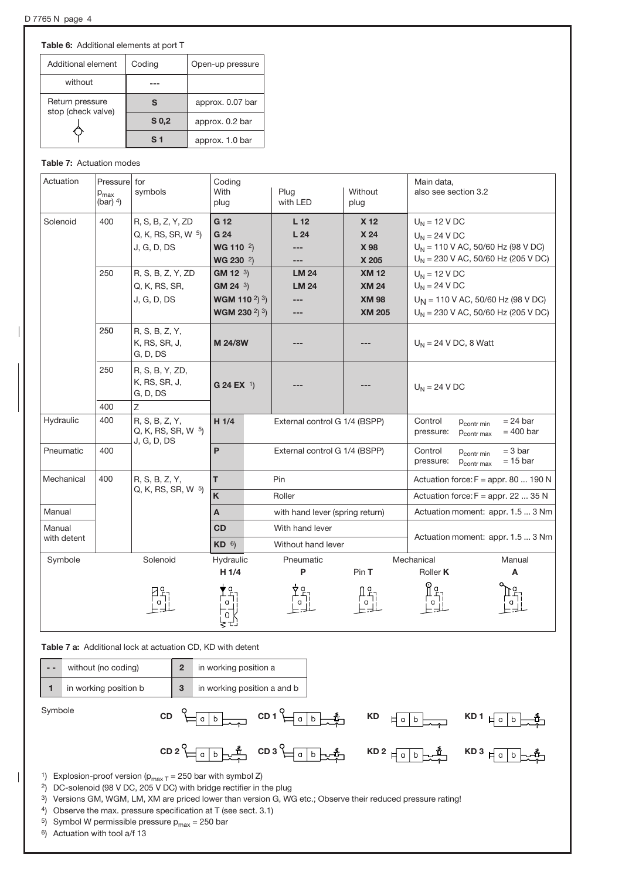**Table 6:** Additional elements at port T

| Additional element | Coding | Open-up pressure |
|---|---|---|
| without | --- | |
| Return pressure stop (check valve) | **S** | approx. 0.07 bar |
| | **S 0,2** | approx. 0.2 bar |
| | **S 1** | approx. 1.0 bar |

**Table 7:** Actuation modes

| Actuation | Pressure $p_{max}$ (bar) 4) | for symbols | Coding With plug | Plug with LED | Without plug | Main data, also see section 3.2 |
|---|---|---|---|---|---|---|
| Solenoid | 400 | R, S, B, Z, Y, ZD<br>Q, K, RS, SR, W 5)<br>J, G, D, DS | **G 12**<br>**G 24**<br>**WG 110** 2)<br>**WG 230** 2) | **L 12**<br>**L 24**<br>---<br>--- | **X 12**<br>**X 24**<br>**X 98**<br>**X 205** | $U_N$ = 12 V DC<br>$U_N$ = 24 V DC<br>$U_N$ = 110 V AC, 50/60 Hz (98 V DC)<br>$U_N$ = 230 V AC, 50/60 Hz (205 V DC) |
| | 250 | R, S, B, Z, Y, ZD<br>Q, K, RS, SR,<br>J, G, D, DS | **GM 12** 3)<br>**GM 24** 3)<br>**WGM 110** 2) 3)<br>**WGM 230** 2) 3) | **LM 24**<br>**LM 24**<br>---<br>--- | **XM 12**<br>**XM 24**<br>**XM 98**<br>**XM 205** | $U_N$ = 12 V DC<br>$U_N$ = 24 V DC<br>$U_N$ = 110 V AC, 50/60 Hz (98 V DC)<br>$U_N$ = 230 V AC, 50/60 Hz (205 V DC) |
| | 250 | R, S, B, Z, Y,<br>K, RS, SR, J,<br>G, D, DS | **M 24/8W** | --- | --- | $U_N$ = 24 V DC, 8 Watt |
| | 250 | R, S, B, Y, ZD,<br>K, RS, SR, J,<br>G, D, DS | **G 24 EX** 1) | --- | --- | $U_N$ = 24 V DC |
| | 400 | Z | | | | |
| Hydraulic | 400 | R, S, B, Z, Y,<br>Q, K, RS, SR, W 5)<br>J, G, D, DS | **H 1/4** | External control G 1/4 (BSPP) | | Control pressure: $p_{contr\ min}$ = 24 bar, $p_{contr\ max}$ = 400 bar |
| Pneumatic | 400 | | **P** | External control G 1/4 (BSPP) | | Control pressure: $p_{contr\ min}$ = 3 bar, $p_{contr\ max}$ = 15 bar |
| Mechanical | 400 | R, S, B, Z, Y,<br>Q, K, RS, SR, W 5) | **T** | Pin | | Actuation force: F = appr. 80 ... 190 N |
| | | | **K** | Roller | | Actuation force: F = appr. 22 ... 35 N |
| Manual | | | **A** | with hand lever (spring return) | | Actuation moment: appr. 1.5 ... 3 Nm |
| Manual with detent | | | **CD** | With hand lever | | Actuation moment: appr. 1.5 ... 3 Nm |
| | | | **KD** 6) | Without hand lever | | |

Symbole: Solenoid, Hydraulic **H 1/4**, Pneumatic **P**, Pin **T**, Mechanical Roller **K**, Manual **A**

**Table 7 a:** Additional lock at actuation CD, KD with detent

| | | | |
|---|---|---|---|
| **- -** | without (no coding) | **2** | in working position a |
| **1** | in working position b | **3** | in working position a and b |

Symbole: **CD**, **CD 1**, **KD**, **KD 1**, **CD 2**, **CD 3**, **KD 2**, **KD 3**

1) Explosion-proof version ($p_{max\ T}$ = 250 bar with symbol Z)
2) DC-solenoid (98 V DC, 205 V DC) with bridge rectifier in the plug
3) Versions GM, WGM, LM, XM are priced lower than version G, WG etc.; Observe their reduced pressure rating!
4) Observe the max. pressure specification at T (see sect. 3.1)
5) Symbol W permissible pressure $p_{max}$ = 250 bar
6) Actuation with tool a/f 13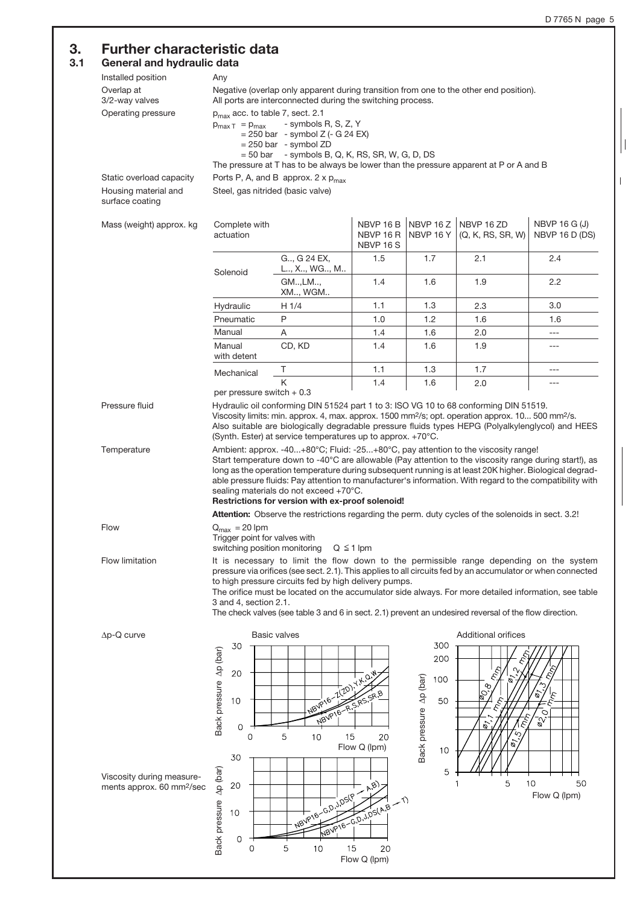# 3. Further characteristic data

## 3.1 General and hydraulic data

**Installed position**
Any

**Overlap at 3/2-way valves**
Negative (overlap only apparent during transition from one to the other end position). All ports are interconnected during the switching process.

**Operating pressure**
$p_{max}$ acc. to table 7, sect. 2.1

$p_{max\,T} = p_{max}$ - symbols R, S, Z, Y
= 250 bar - symbol Z (- G 24 EX)
= 250 bar - symbol ZD
= 50 bar - symbols B, Q, K, RS, SR, W, G, D, DS

The pressure at T has to be always be lower than the pressure apparent at P or A and B

**Static overload capacity**
Ports P, A, and B approx. 2 x $p_{max}$

**Housing material and surface coating**
Steel, gas nitrided (basic valve)

**Mass (weight) approx. kg**

| Complete with actuation | | NBVP 16 B NBVP 16 R NBVP 16 S | NBVP 16 Z NBVP 16 Y | NBVP 16 ZD (Q, K, RS, SR, W) | NBVP 16 G (J) NBVP 16 D (DS) |
|---|---|---|---|---|---|
| Solenoid | G.., G 24 EX, L.., X.., WG.., M.. | 1.5 | 1.7 | 2.1 | 2.4 |
| | GM..,LM.., XM.., WGM.. | 1.4 | 1.6 | 1.9 | 2.2 |
| Hydraulic | H 1/4 | 1.1 | 1.3 | 2.3 | 3.0 |
| Pneumatic | P | 1.0 | 1.2 | 1.6 | 1.6 |
| Manual | A | 1.4 | 1.6 | 2.0 | --- |
| Manual with detent | CD, KD | 1.4 | 1.6 | 1.9 | --- |
| Mechanical | T | 1.1 | 1.3 | 1.7 | --- |
| | K | 1.4 | 1.6 | 2.0 | --- |

per pressure switch + 0.3

**Pressure fluid**
Hydraulic oil conforming DIN 51524 part 1 to 3: ISO VG 10 to 68 conforming DIN 51519.
Viscosity limits: min. approx. 4, max. approx. 1500 mm²/s; opt. operation approx. 10... 500 mm²/s.
Also suitable are biologically degradable pressure fluids types HEPG (Polyalkylenglycol) and HEES (Synth. Ester) at service temperatures up to approx. +70°C.

**Temperature**
Ambient: approx. -40...+80°C; Fluid: -25...+80°C, pay attention to the viscosity range!
Start temperature down to -40°C are allowable (Pay attention to the viscosity range during start!), as long as the operation temperature during subsequent running is at least 20K higher. Biological degradable pressure fluids: Pay attention to manufacturer's information. With regard to the compatibility with sealing materials do not exceed +70°C.
**Restrictions for version with ex-proof solenoid!**

**Attention:** Observe the restrictions regarding the perm. duty cycles of the solenoids in sect. 3.2!

**Flow**
$Q_{max}$ = 20 lpm
Trigger point for valves with switching position monitoring $Q \leq 1$ lpm

**Flow limitation**
It is necessary to limit the flow down to the permissible range depending on the system pressure via orifices (see sect. 2.1). This applies to all circuits fed by an accumulator or when connected to high pressure circuits fed by high delivery pumps.
The orifice must be located on the accumulator side always. For more detailed information, see table 3 and 4, section 2.1.
The check valves (see table 3 and 6 in sect. 2.1) prevent an undesired reversal of the flow direction.

**Δp-Q curve**

Basic valves
(Back pressure Δp (bar) vs. Flow Q (lpm); curves: NBVP16-Z(ZD),Y,K,Q,W; NBVP16-R,S,RS,SR,B; NBVP16-G,D,J,DS(P → A,B); NBVP16-G,D,J,DS(A,B → T))

Additional orifices
(Back pressure Δp (bar) vs. Flow Q (lpm); curves: Ø0,8 mm; Ø1,1 mm; Ø1,2 mm; Ø1,3 mm; Ø1,5 mm; Ø2,0 mm)

Viscosity during measurements approx. 60 mm²/sec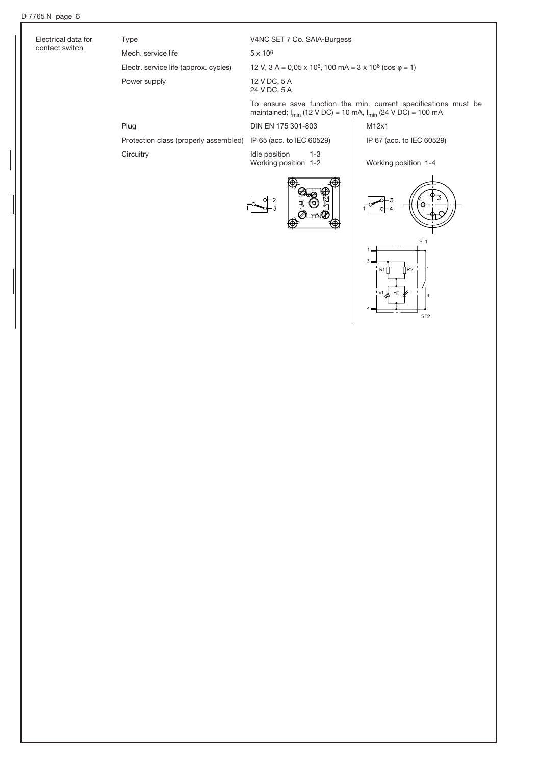## Electrical data for contact switch

| | | |
|---|---|---|
| Type | V4NC SET 7 Co. SAIA-Burgess | |
| Mech. service life | 5 x $10^6$ | |
| Electr. service life (approx. cycles) | 12 V, 3 A = 0,05 x $10^6$, 100 mA = 3 x $10^6$ (cos $\varphi$ = 1) | |
| Power supply | 12 V DC, 5 A<br>24 V DC, 5 A | |
| | To ensure save function the min. current specifications must be maintained; $I_{min}$ (12 V DC) = 10 mA, $I_{min}$ (24 V DC) = 100 mA | |
| Plug | DIN EN 175 301-803 | M12x1 |
| Protection class (properly assembled) | IP 65 (acc. to IEC 60529) | IP 67 (acc. to IEC 60529) |
| Circuitry | Idle position 1-3<br>Working position 1-2 | Working position 1-4 |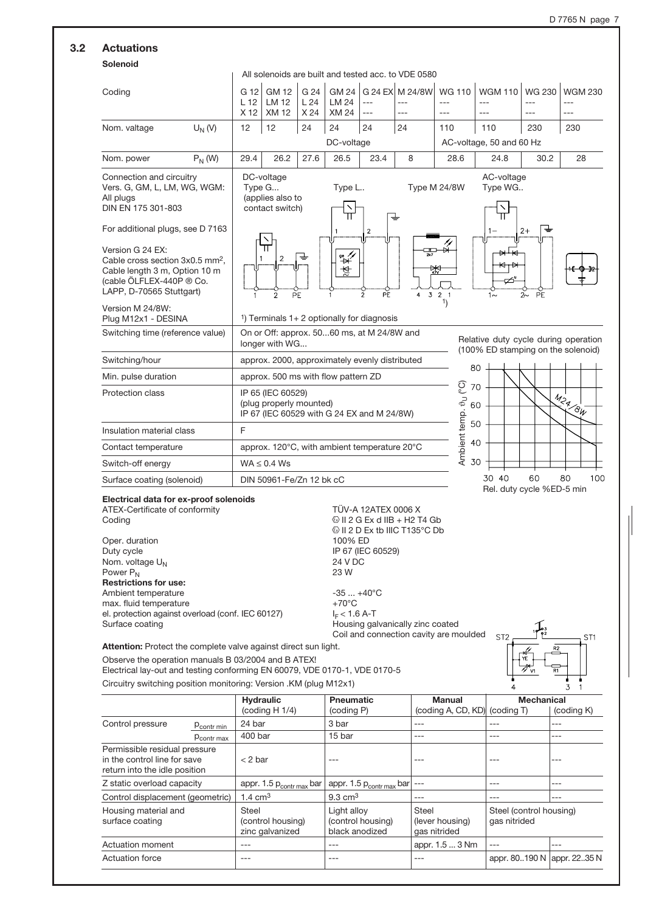## 3.2 Actuations

**Solenoid**

All solenoids are built and tested acc. to VDE 0580

| Coding | | G 12 L 12 X 12 | GM 12 LM 12 XM 12 | G 24 L 24 X 24 | GM 24 LM 24 XM 24 | G 24 EX --- --- | M 24/8W --- --- | WG 110 --- --- | WGM 110 --- --- | WG 230 --- --- | WGM 230 --- --- |
|---|---|---|---|---|---|---|---|---|---|---|---|
| Nom. valtage | $U_N$ (V) | 12 | 12 | 24 | 24 | 24 | 24 | 110 | 110 | 230 | 230 |
| | | DC-voltage | | | | | | AC-voltage, 50 and 60 Hz | | | |
| Nom. power | $P_N$ (W) | 29.4 | 26.2 | 27.6 | 26.5 | 23.4 | 8 | 28.6 | 24.8 | 30.2 | 28 |

Connection and circuitry
Vers. G, GM, L, LM, WG, WGM:
All plugs
DIN EN 175 301-803

For additional plugs, see D 7163

Version G 24 EX:
Cable cross section 3x0.5 mm², Cable length 3 m, Option 10 m (cable ÖLFLEX-440P ® Co. LAPP, D-70565 Stuttgart)

Version M 24/8W:
Plug M12x1 - DESINA

DC-voltage: Type G... (applies also to contact switch); Type L..; Type M 24/8W
AC-voltage: Type WG..

1) Terminals 1+ 2 optionally for diagnosis

| | |
|---|---|
| Switching time (reference value) | On or Off: approx. 50...60 ms, at M 24/8W and longer with WG... |
| Switching/hour | approx. 2000, approximately evenly distributed |
| Min. pulse duration | approx. 500 ms with flow pattern ZD |
| Protection class | IP 65 (IEC 60529) (plug properly mounted) IP 67 (IEC 60529 with G 24 EX and M 24/8W) |
| Insulation material class | F |
| Contact temperature | approx. 120°C, with ambient temperature 20°C |
| Switch-off energy | WA ≤ 0.4 Ws |
| Surface coating (solenoid) | DIN 50961-Fe/Zn 12 bk cC |

Relative duty cycle during operation (100% ED stamping on the solenoid)

Ambient temp. $\vartheta_U$ (°C) — Rel. duty cycle %ED-5 min — M24/8W

**Electrical data for ex-proof solenoids**

| | |
|---|---|
| ATEX-Certificate of conformity | TÜV-A 12ATEX 0006 X |
| Coding | Ⓔ II 2 G Ex d IIB + H2 T4 Gb<br>Ⓔ II 2 D Ex tb IIIC T135°C Db |
| Oper. duration | 100% ED |
| Duty cycle | IP 67 (IEC 60529) |
| Nom. voltage $U_N$ | 24 V DC |
| Power $P_N$ | 23 W |
| **Restrictions for use:** | |
| Ambient temperature | -35 ... +40°C |
| max. fluid temperature | +70°C |
| el. protection against overload (conf. IEC 60127) | $I_F$ < 1.6 A-T |
| Surface coating | Housing galvanically zinc coated<br>Coil and connection cavity are moulded |

**Attention:** Protect the complete valve against direct sun light.

Observe the operation manuals B 03/2004 and B ATEX!

Electrical lay-out and testing conforming EN 60079, VDE 0170-1, VDE 0170-5

Circuitry switching position monitoring: Version .KM (plug M12x1)

| | | Hydraulic (coding H 1/4) | Pneumatic (coding P) | Manual (coding A, CD, KD) | Mechanical (coding T) | (coding K) |
|---|---|---|---|---|---|---|
| Control pressure | $p_{contr\,min}$ | 24 bar | 3 bar | --- | --- | --- |
| | $p_{contr\,max}$ | 400 bar | 15 bar | --- | --- | --- |
| Permissible residual pressure in the control line for save return into the idle position | | < 2 bar | --- | --- | --- | --- |
| Z static overload capacity | | appr. 1.5 $p_{contr\,max}$ bar | appr. 1.5 $p_{contr\,max}$ bar | --- | --- | --- |
| Control displacement (geometric) | | 1.4 cm³ | 9.3 cm³ | --- | --- | --- |
| Housing material and surface coating | | Steel (control housing) zinc galvanized | Light alloy (control housing) black anodized | Steel (lever housing) gas nitrided | Steel (control housing) gas nitrided | |
| Actuation moment | | --- | --- | appr. 1.5 ... 3 Nm | --- | --- |
| Actuation force | | --- | --- | --- | appr. 80..190 N | appr. 22..35 N |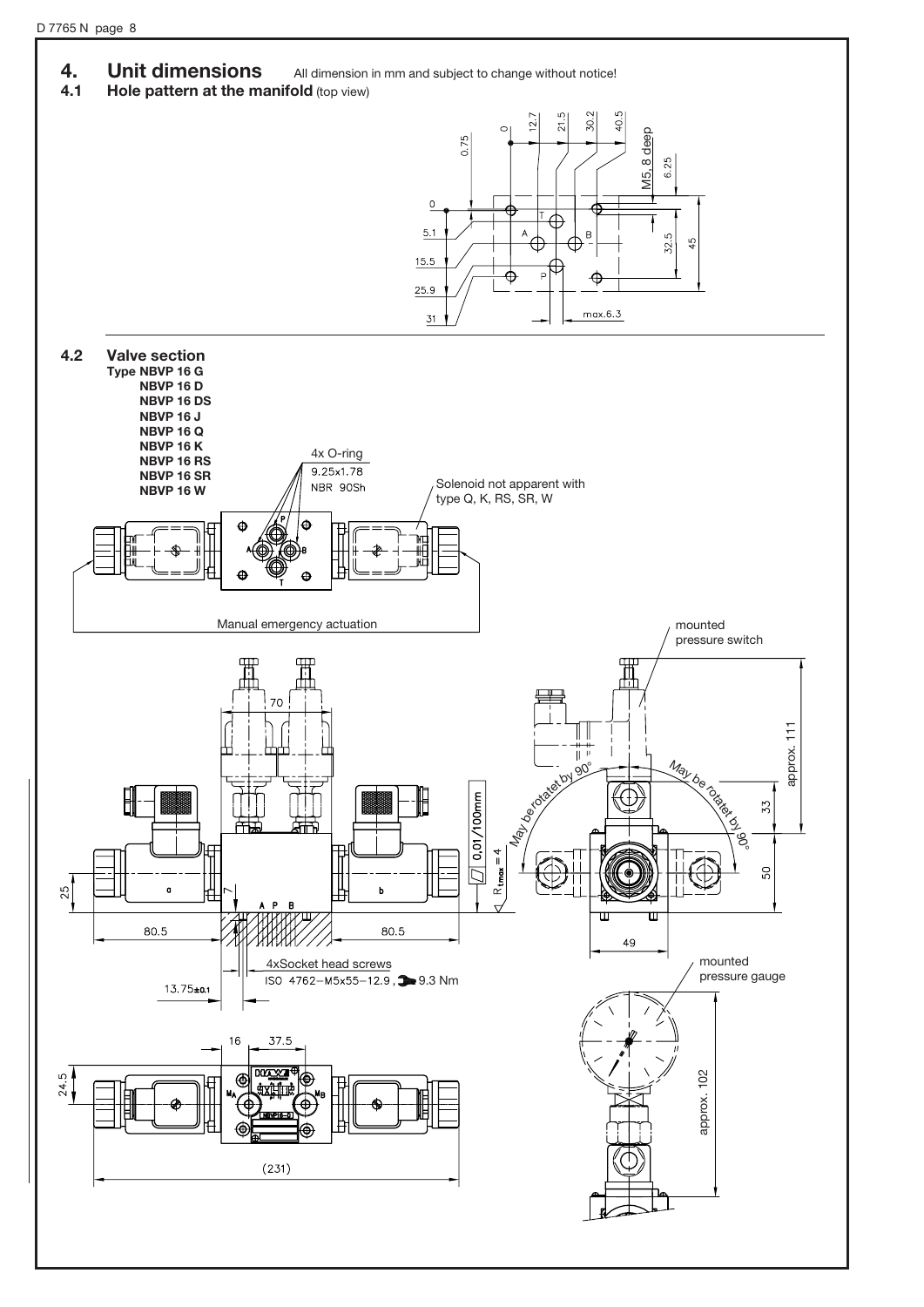## 4. Unit dimensions

All dimension in mm and subject to change without notice!

### 4.1 Hole pattern at the manifold (top view)

0.75, 0, 12.7, 21.5, 30.2, 40.5

M5, 8 deep

6.25

0, 5.1, 15.5, 25.9, 31

T, A, B, P

32.5, 45

max.6.3

### 4.2 Valve section

**Type NBVP 16 G**
**NBVP 16 D**
**NBVP 16 DS**
**NBVP 16 J**
**NBVP 16 Q**
**NBVP 16 K**
**NBVP 16 RS**
**NBVP 16 SR**
**NBVP 16 W**

4x O-ring
9.25x1.78
NBR 90Sh

Solenoid not apparent with type Q, K, RS, SR, W

Manual emergency actuation

mounted pressure switch

70

0,01/100mm

$R_{tmax} = 4$

25, 7, a, A P B, b

80.5, 80.5

4xSocket head screws
ISO 4762-M5x55-12.9, 9.3 Nm

13.75±0.1

May be rotatet by 90°

May be rotatet by 90°

approx. 111

33

50

49

mounted pressure gauge

approx. 102

16, 37.5

24.5

$M_A$, $M_B$

(231)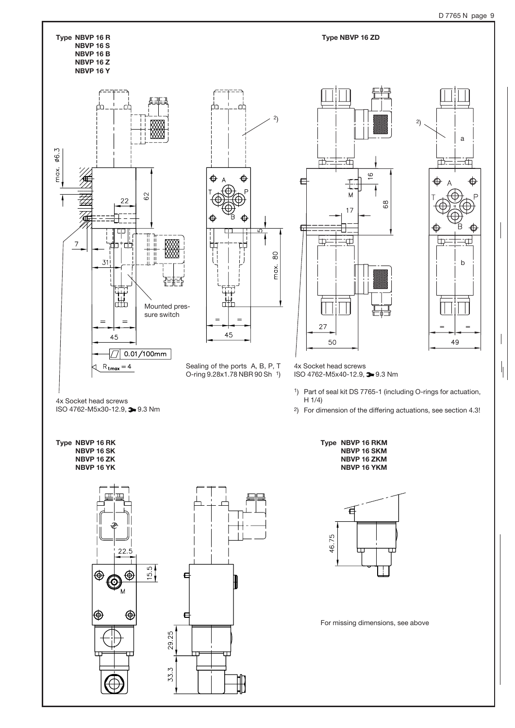**Type NBVP 16 R**
**NBVP 16 S**
**NBVP 16 B**
**NBVP 16 Z**
**NBVP 16 Y**

max. ø6.3

22

62

7

31

Mounted pressure switch

45

0.01/100mm

$R_{tmax} = 4$

4x Socket head screws
ISO 4762-M5x30-12.9, 9.3 Nm

2)

A T P B

5

max. 80

45

Sealing of the ports A, B, P, T
O-ring 9.28x1.78 NBR 90 Sh [1]

**Type NBVP 16 ZD**

16

M

17

68

27

50

4x Socket head screws
ISO 4762-M5x40-12.9, 9.3 Nm

2)

a

A T P B

b

49

[1] Part of seal kit DS 7765-1 (including O-rings for actuation, H 1/4)

[2] For dimension of the differing actuations, see section 4.3!

**Type NBVP 16 RK**
**NBVP 16 SK**
**NBVP 16 ZK**
**NBVP 16 YK**

22.5

15.5

M

29.25

33.3

**Type NBVP 16 RKM**
**NBVP 16 SKM**
**NBVP 16 ZKM**
**NBVP 16 YKM**

46.75

For missing dimensions, see above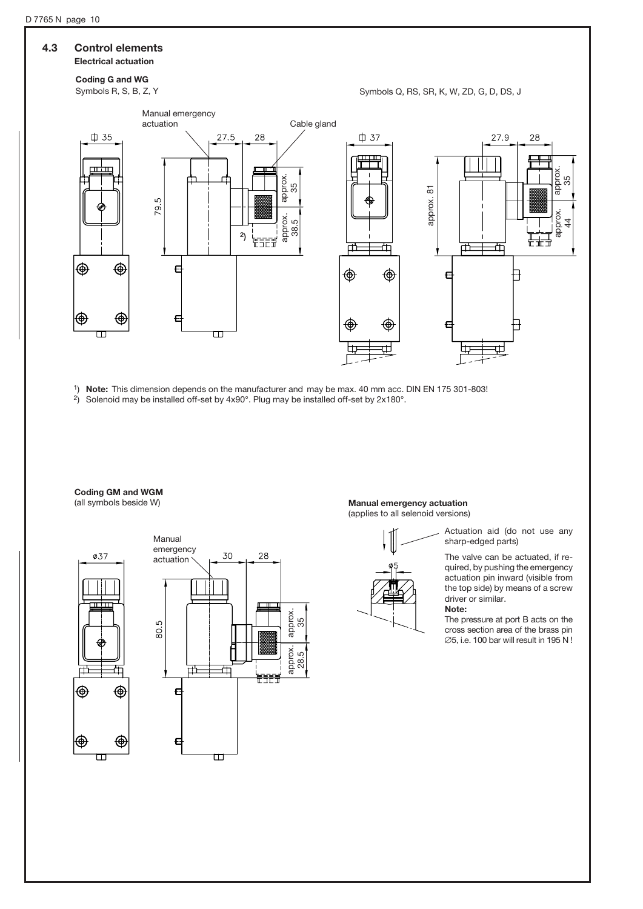## 4.3 Control elements

**Electrical actuation**

**Coding G and WG**
Symbols R, S, B, Z, Y

Symbols Q, RS, SR, K, W, ZD, G, D, DS, J

Manual emergency actuation

Cable gland

[1]) **Note:** This dimension depends on the manufacturer and may be max. 40 mm acc. DIN EN 175 301-803!
[2]) Solenoid may be installed off-set by 4x90°. Plug may be installed off-set by 2x180°.

**Coding GM and WGM**
(all symbols beside W)

Manual emergency actuation

**Manual emergency actuation**
(applies to all selenoid versions)

Actuation aid (do not use any sharp-edged parts)

The valve can be actuated, if required, by pushing the emergency actuation pin inward (visible from the top side) by means of a screw driver or similar.

**Note:**
The pressure at port B acts on the cross section area of the brass pin ∅5, i.e. 100 bar will result in 195 N !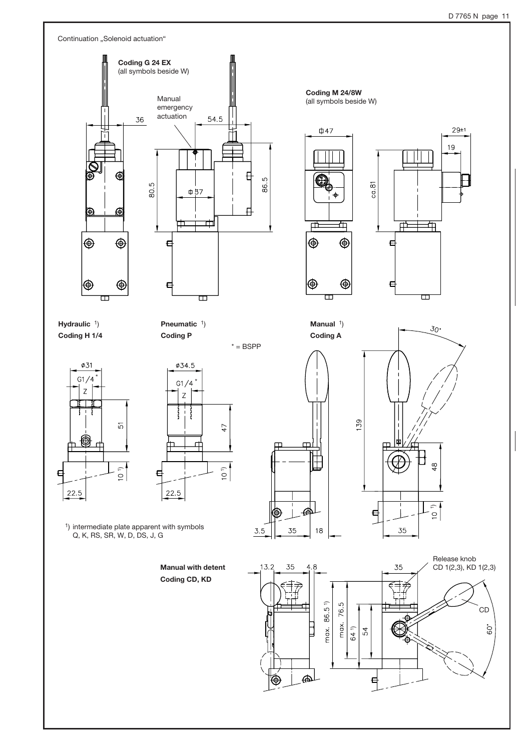Continuation „Solenoid actuation"

**Coding G 24 EX**
(all symbols beside W)

Manual emergency actuation

36

54.5

80.5

Φ37

86.5

**Coding M 24/8W**
(all symbols beside W)

□47

29±1

19

ca.81

**Hydraulic** [1])
**Coding H 1/4**

ø31

G1/4*

Z

51

10 [1])

22.5

**Pneumatic** [1])
**Coding P**

* = BSPP

ø34.5

G1/4*

Z

47

10 [1])

22.5

**Manual** [1])
**Coding A**

30°

139

48

10 [1])

3.5

35

18

35

[1]) intermediate plate apparent with symbols Q, K, RS, SR, W, D, DS, J, G

**Manual with detent**
**Coding CD, KD**

13.2

35

4.8

35

Release knob
CD 1(2,3), KD 1(2,3)

max. 86.5 [1])

max. 76.5

64 [1])

54

CD

60°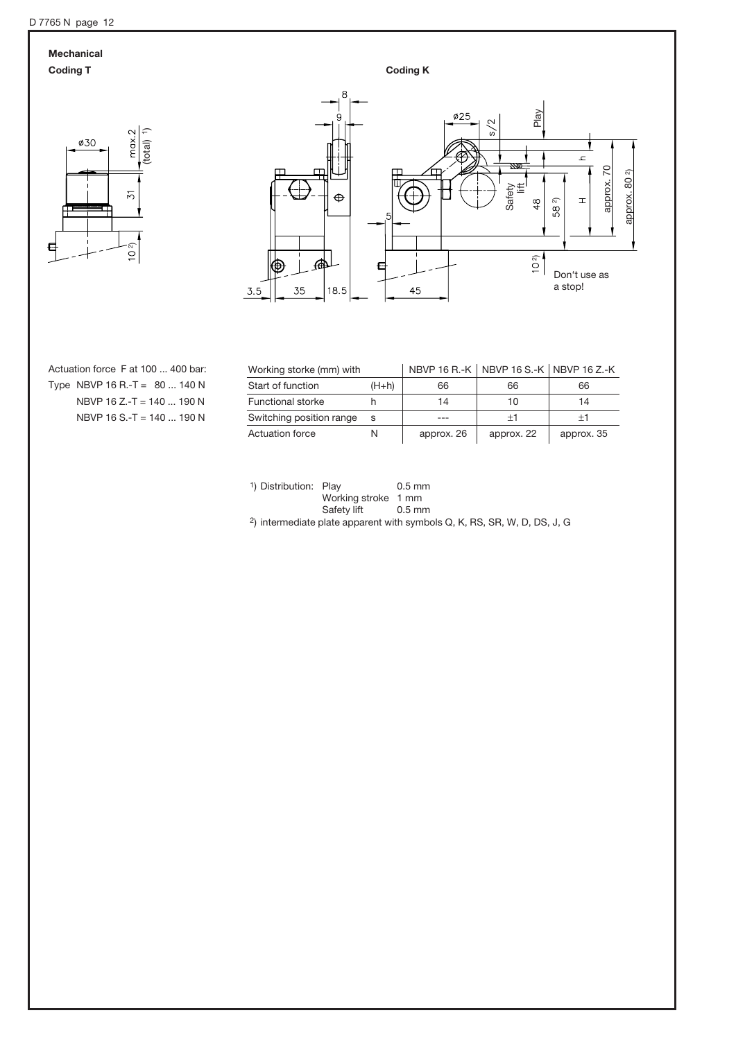**Mechanical**

**Coding T**

**Coding K**

Don't use as a stop!

Actuation force F at 100 ... 400 bar:

Type NBVP 16 R.-T = 80 ... 140 N

NBVP 16 Z.-T = 140 ... 190 N

NBVP 16 S.-T = 140 ... 190 N

| Working storke (mm) with | | NBVP 16 R.-K | NBVP 16 S.-K | NBVP 16 Z.-K |
|---|---|---|---|---|
| Start of function | (H+h) | 66 | 66 | 66 |
| Functional storke | h | 14 | 10 | 14 |
| Switching position range | s | --- | ±1 | ±1 |
| Actuation force | N | approx. 26 | approx. 22 | approx. 35 |

[1]) Distribution: Play 0.5 mm
Working stroke 1 mm
Safety lift 0.5 mm

[2]) intermediate plate apparent with symbols Q, K, RS, SR, W, D, DS, J, G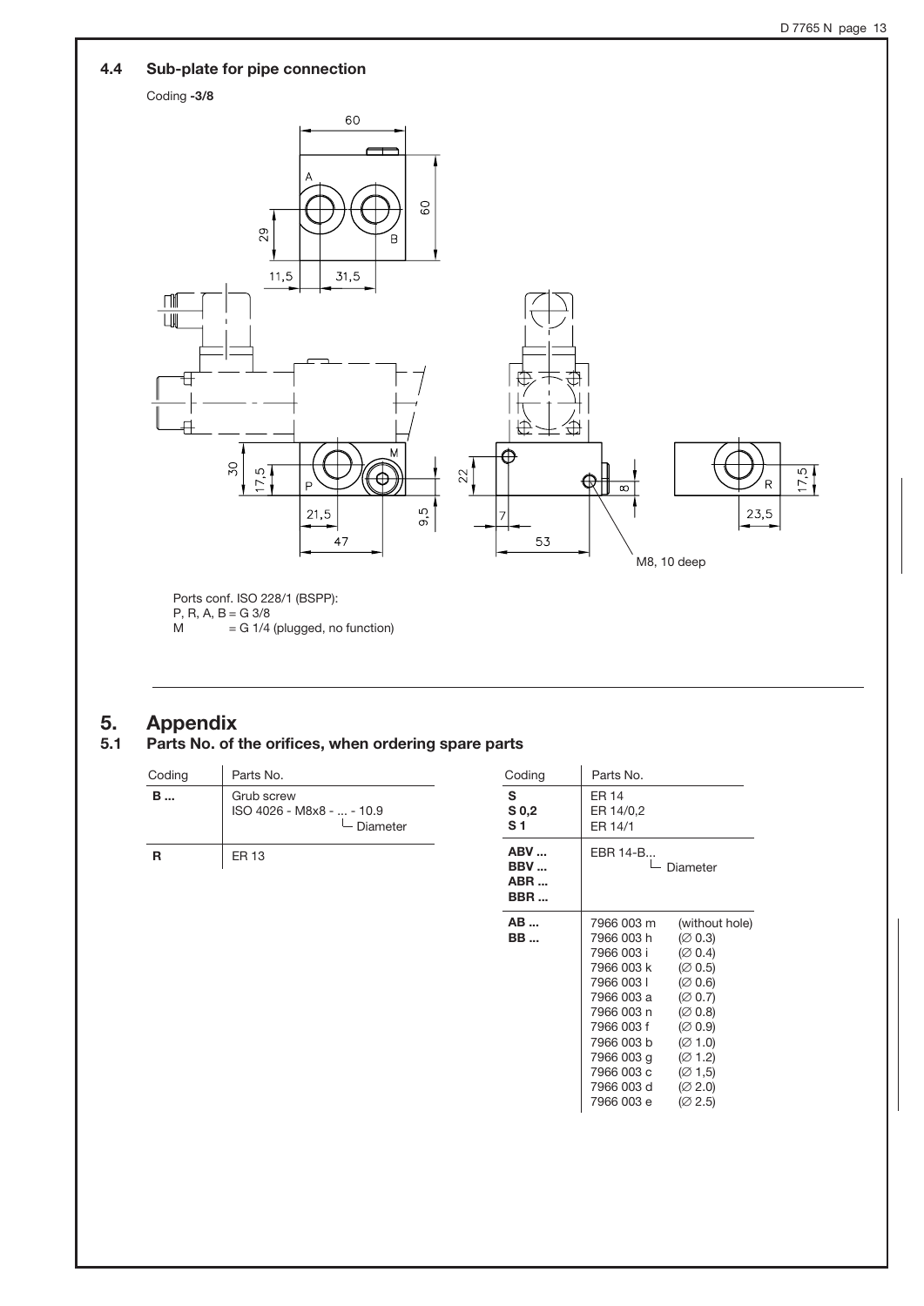## 4.4 Sub-plate for pipe connection

Coding **-3/8**

60
60
29
A
B
11,5
31,5
30
17,5
P
M
21,5
47
9,5
22
7
53
8
M8, 10 deep
R
17,5
23,5

Ports conf. ISO 228/1 (BSPP):
P, R, A, B = G 3/8
M = G 1/4 (plugged, no function)

# 5. Appendix

## 5.1 Parts No. of the orifices, when ordering spare parts

| Coding | Parts No. |
|---|---|
| **B ...** | Grub screw<br>ISO 4026 - M8x8 - ... - 10.9<br>└ Diameter |
| **R** | ER 13 |

| Coding | Parts No. | |
|---|---|---|
| **S**<br>**S 0,2**<br>**S 1** | ER 14<br>ER 14/0,2<br>ER 14/1 | |
| **ABV ...**<br>**BBV ...**<br>**ABR ...**<br>**BBR ...** | EBR 14-B...<br>└ Diameter | |
| **AB ...**<br>**BB ...** | 7966 003 m<br>7966 003 h<br>7966 003 i<br>7966 003 k<br>7966 003 l<br>7966 003 a<br>7966 003 n<br>7966 003 f<br>7966 003 b<br>7966 003 g<br>7966 003 c<br>7966 003 d<br>7966 003 e | (without hole)<br>(∅ 0.3)<br>(∅ 0.4)<br>(∅ 0.5)<br>(∅ 0.6)<br>(∅ 0.7)<br>(∅ 0.8)<br>(∅ 0.9)<br>(∅ 1.0)<br>(∅ 1.2)<br>(∅ 1,5)<br>(∅ 2.0)<br>(∅ 2.5) |